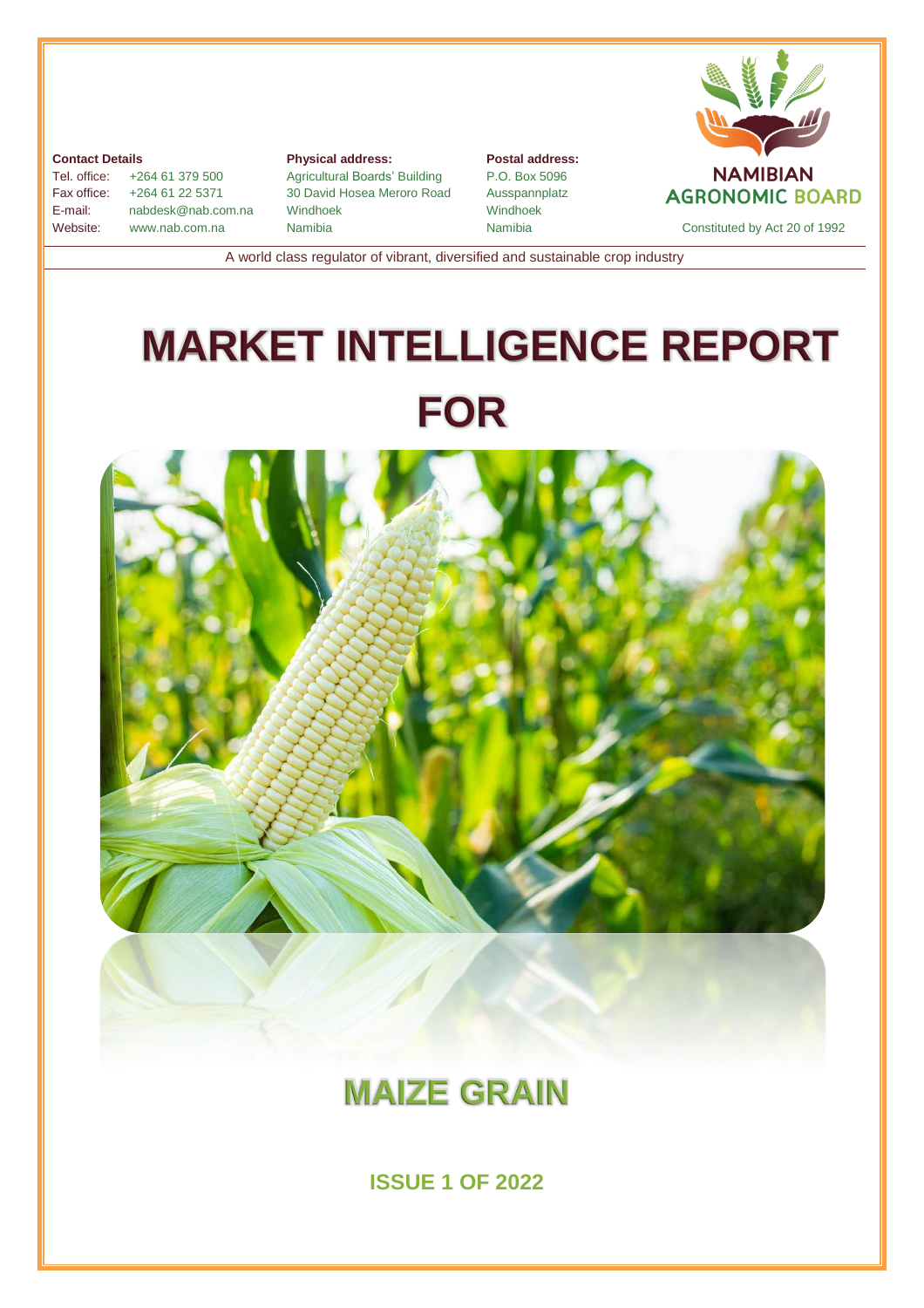**Contact Details**

| | |
|---|---|
| Tel. office: | +264 61 379 500 |
| Fax office: | +264 61 22 5371 |
| E-mail: | nabdesk@nab.com.na |
| Website: | www.nab.com.na |

**Physical address:**
Agricultural Boards' Building
30 David Hosea Meroro Road
Windhoek
Namibia

**Postal address:**
P.O. Box 5096
Ausspannplatz
Windhoek
Namibia

NAMIBIAN AGRONOMIC BOARD

Constituted by Act 20 of 1992

A world class regulator of vibrant, diversified and sustainable crop industry

# MARKET INTELLIGENCE REPORT FOR

# MAIZE GRAIN

## ISSUE 1 OF 2022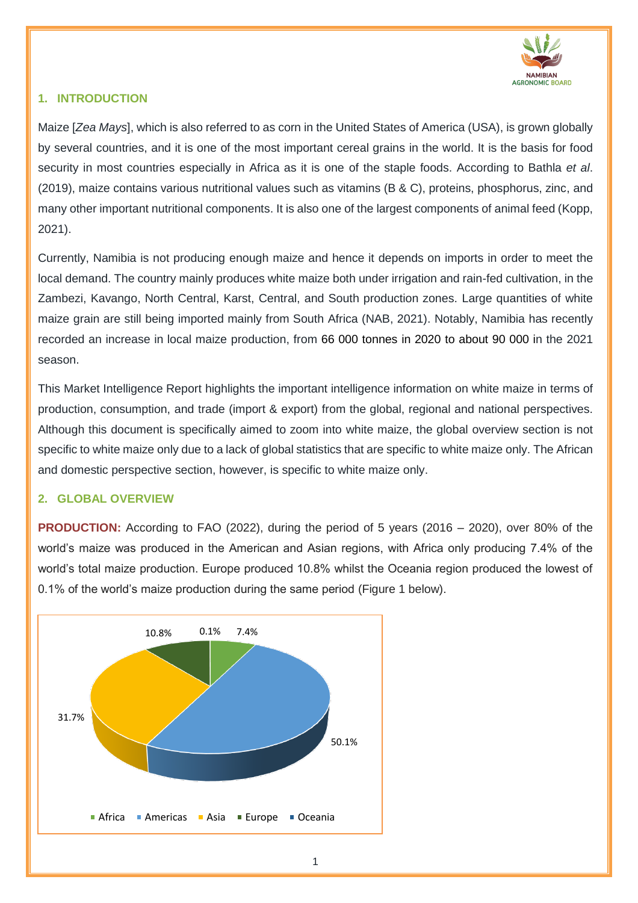## 1. INTRODUCTION

Maize [*Zea Mays*], which is also referred to as corn in the United States of America (USA), is grown globally by several countries, and it is one of the most important cereal grains in the world. It is the basis for food security in most countries especially in Africa as it is one of the staple foods. According to Bathla *et al*. (2019), maize contains various nutritional values such as vitamins (B & C), proteins, phosphorus, zinc, and many other important nutritional components. It is also one of the largest components of animal feed (Kopp, 2021).

Currently, Namibia is not producing enough maize and hence it depends on imports in order to meet the local demand. The country mainly produces white maize both under irrigation and rain-fed cultivation, in the Zambezi, Kavango, North Central, Karst, Central, and South production zones. Large quantities of white maize grain are still being imported mainly from South Africa (NAB, 2021). Notably, Namibia has recently recorded an increase in local maize production, from 66 000 tonnes in 2020 to about 90 000 in the 2021 season.

This Market Intelligence Report highlights the important intelligence information on white maize in terms of production, consumption, and trade (import & export) from the global, regional and national perspectives. Although this document is specifically aimed to zoom into white maize, the global overview section is not specific to white maize only due to a lack of global statistics that are specific to white maize only. The African and domestic perspective section, however, is specific to white maize only.

## 2. GLOBAL OVERVIEW

**PRODUCTION:** According to FAO (2022), during the period of 5 years (2016 – 2020), over 80% of the world's maize was produced in the American and Asian regions, with Africa only producing 7.4% of the world's total maize production. Europe produced 10.8% whilst the Oceania region produced the lowest of 0.1% of the world's maize production during the same period (Figure 1 below).

| Region | Share |
|---|---|
| Africa | 7.4% |
| Americas | 50.1% |
| Asia | 31.7% |
| Europe | 10.8% |
| Oceania | 0.1% |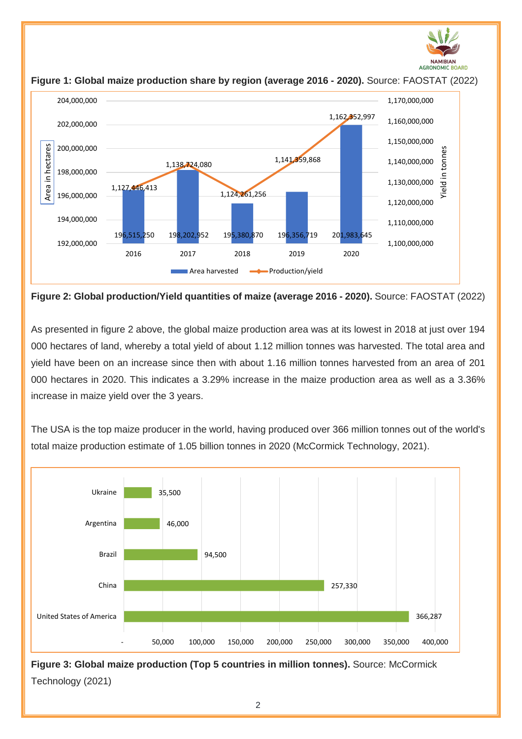**Figure 1: Global maize production share by region (average 2016 - 2020).** Source: FAOSTAT (2022)

**Figure 2: Global production/Yield quantities of maize (average 2016 - 2020).** Source: FAOSTAT (2022)

As presented in figure 2 above, the global maize production area was at its lowest in 2018 at just over 194 000 hectares of land, whereby a total yield of about 1.12 million tonnes was harvested. The total area and yield have been on an increase since then with about 1.16 million tonnes harvested from an area of 201 000 hectares in 2020. This indicates a 3.29% increase in the maize production area as well as a 3.36% increase in maize yield over the 3 years.

The USA is the top maize producer in the world, having produced over 366 million tonnes out of the world's total maize production estimate of 1.05 billion tonnes in 2020 (McCormick Technology, 2021).

**Figure 3: Global maize production (Top 5 countries in million tonnes).** Source: McCormick Technology (2021)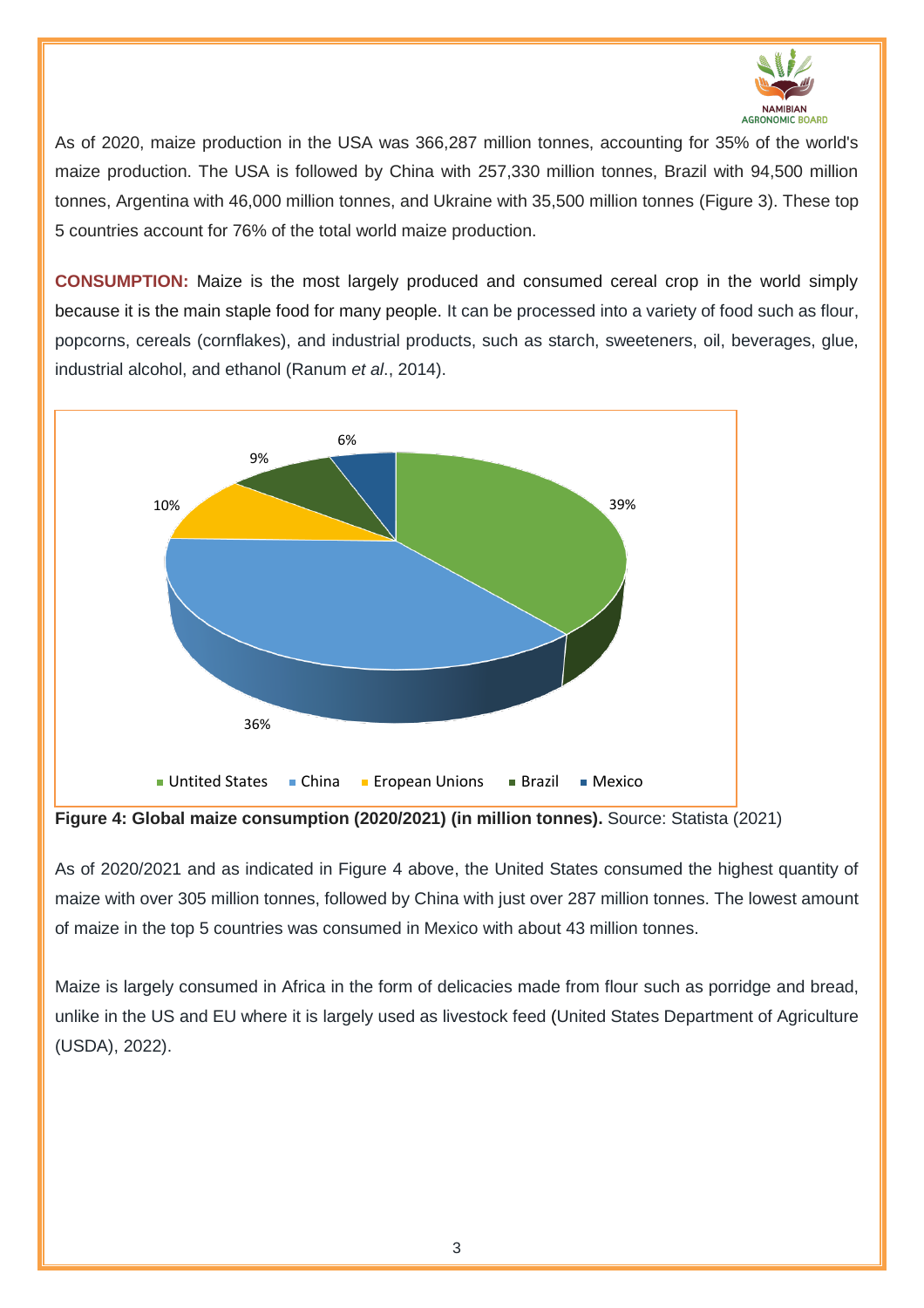As of 2020, maize production in the USA was 366,287 million tonnes, accounting for 35% of the world's maize production. The USA is followed by China with 257,330 million tonnes, Brazil with 94,500 million tonnes, Argentina with 46,000 million tonnes, and Ukraine with 35,500 million tonnes (Figure 3). These top 5 countries account for 76% of the total world maize production.

**CONSUMPTION:** Maize is the most largely produced and consumed cereal crop in the world simply because it is the main staple food for many people. It can be processed into a variety of food such as flour, popcorns, cereals (cornflakes), and industrial products, such as starch, sweeteners, oil, beverages, glue, industrial alcohol, and ethanol (Ranum *et al*., 2014).

| Country | Share |
|---|---|
| Untited States | 39% |
| China | 36% |
| Eropean Unions | 10% |
| Brazil | 9% |
| Mexico | 6% |

**Figure 4: Global maize consumption (2020/2021) (in million tonnes).** Source: Statista (2021)

As of 2020/2021 and as indicated in Figure 4 above, the United States consumed the highest quantity of maize with over 305 million tonnes, followed by China with just over 287 million tonnes. The lowest amount of maize in the top 5 countries was consumed in Mexico with about 43 million tonnes.

Maize is largely consumed in Africa in the form of delicacies made from flour such as porridge and bread, unlike in the US and EU where it is largely used as livestock feed (United States Department of Agriculture (USDA), 2022).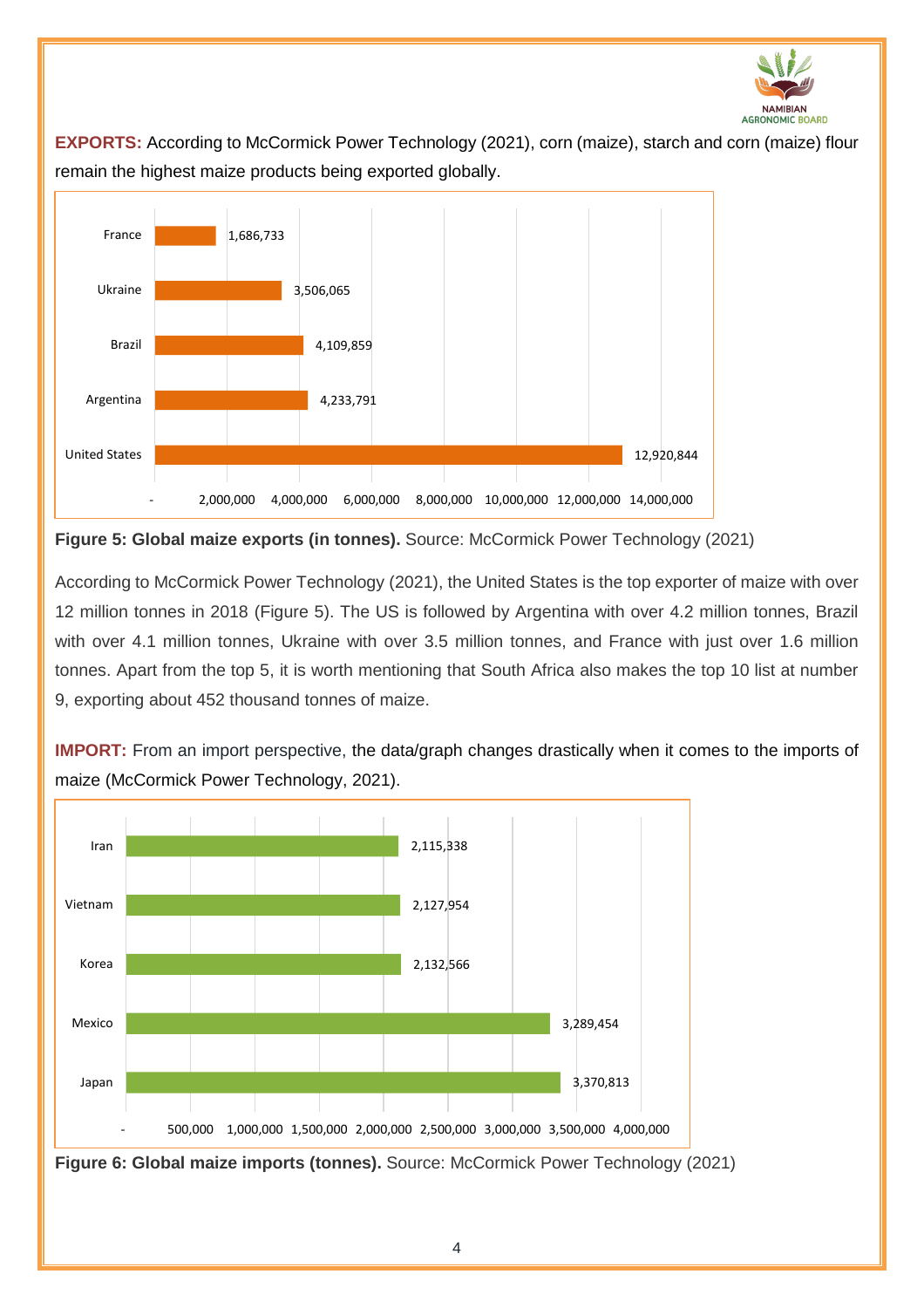**EXPORTS:** According to McCormick Power Technology (2021), corn (maize), starch and corn (maize) flour remain the highest maize products being exported globally.

| Country | Exports (tonnes) |
|---|---|
| France | 1,686,733 |
| Ukraine | 3,506,065 |
| Brazil | 4,109,859 |
| Argentina | 4,233,791 |
| United States | 12,920,844 |

**Figure 5: Global maize exports (in tonnes).** Source: McCormick Power Technology (2021)

According to McCormick Power Technology (2021), the United States is the top exporter of maize with over 12 million tonnes in 2018 (Figure 5). The US is followed by Argentina with over 4.2 million tonnes, Brazil with over 4.1 million tonnes, Ukraine with over 3.5 million tonnes, and France with just over 1.6 million tonnes. Apart from the top 5, it is worth mentioning that South Africa also makes the top 10 list at number 9, exporting about 452 thousand tonnes of maize.

**IMPORT:** From an import perspective, the data/graph changes drastically when it comes to the imports of maize (McCormick Power Technology, 2021).

| Country | Imports (tonnes) |
|---|---|
| Iran | 2,115,338 |
| Vietnam | 2,127,954 |
| Korea | 2,132,566 |
| Mexico | 3,289,454 |
| Japan | 3,370,813 |

**Figure 6: Global maize imports (tonnes).** Source: McCormick Power Technology (2021)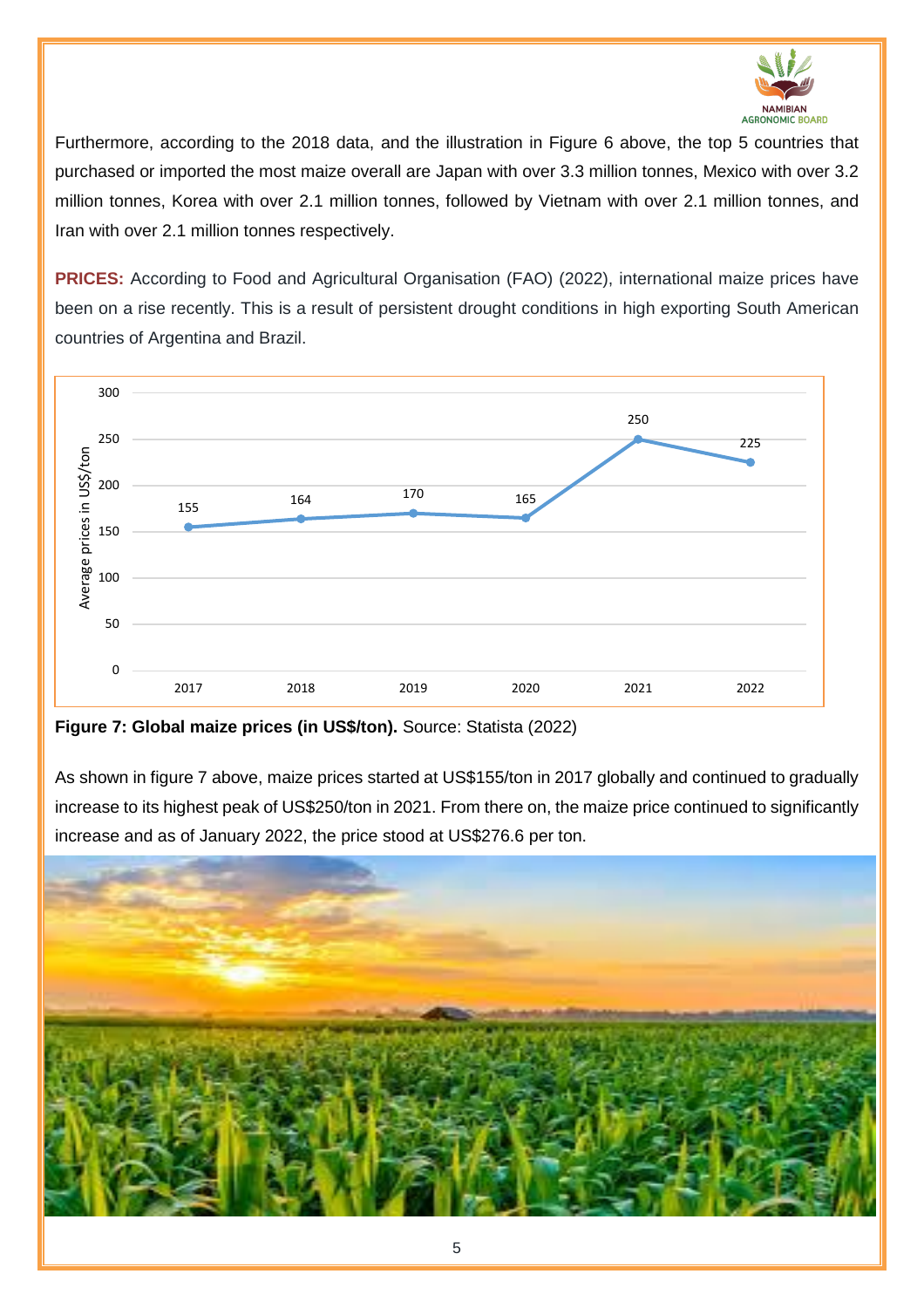Furthermore, according to the 2018 data, and the illustration in Figure 6 above, the top 5 countries that purchased or imported the most maize overall are Japan with over 3.3 million tonnes, Mexico with over 3.2 million tonnes, Korea with over 2.1 million tonnes, followed by Vietnam with over 2.1 million tonnes, and Iran with over 2.1 million tonnes respectively.

**PRICES:** According to Food and Agricultural Organisation (FAO) (2022), international maize prices have been on a rise recently. This is a result of persistent drought conditions in high exporting South American countries of Argentina and Brazil.

| Year | Average prices in US$/ton |
|---|---|
| 2017 | 155 |
| 2018 | 164 |
| 2019 | 170 |
| 2020 | 165 |
| 2021 | 250 |
| 2022 | 225 |

**Figure 7: Global maize prices (in US$/ton).** Source: Statista (2022)

As shown in figure 7 above, maize prices started at US$155/ton in 2017 globally and continued to gradually increase to its highest peak of US$250/ton in 2021. From there on, the maize price continued to significantly increase and as of January 2022, the price stood at US$276.6 per ton.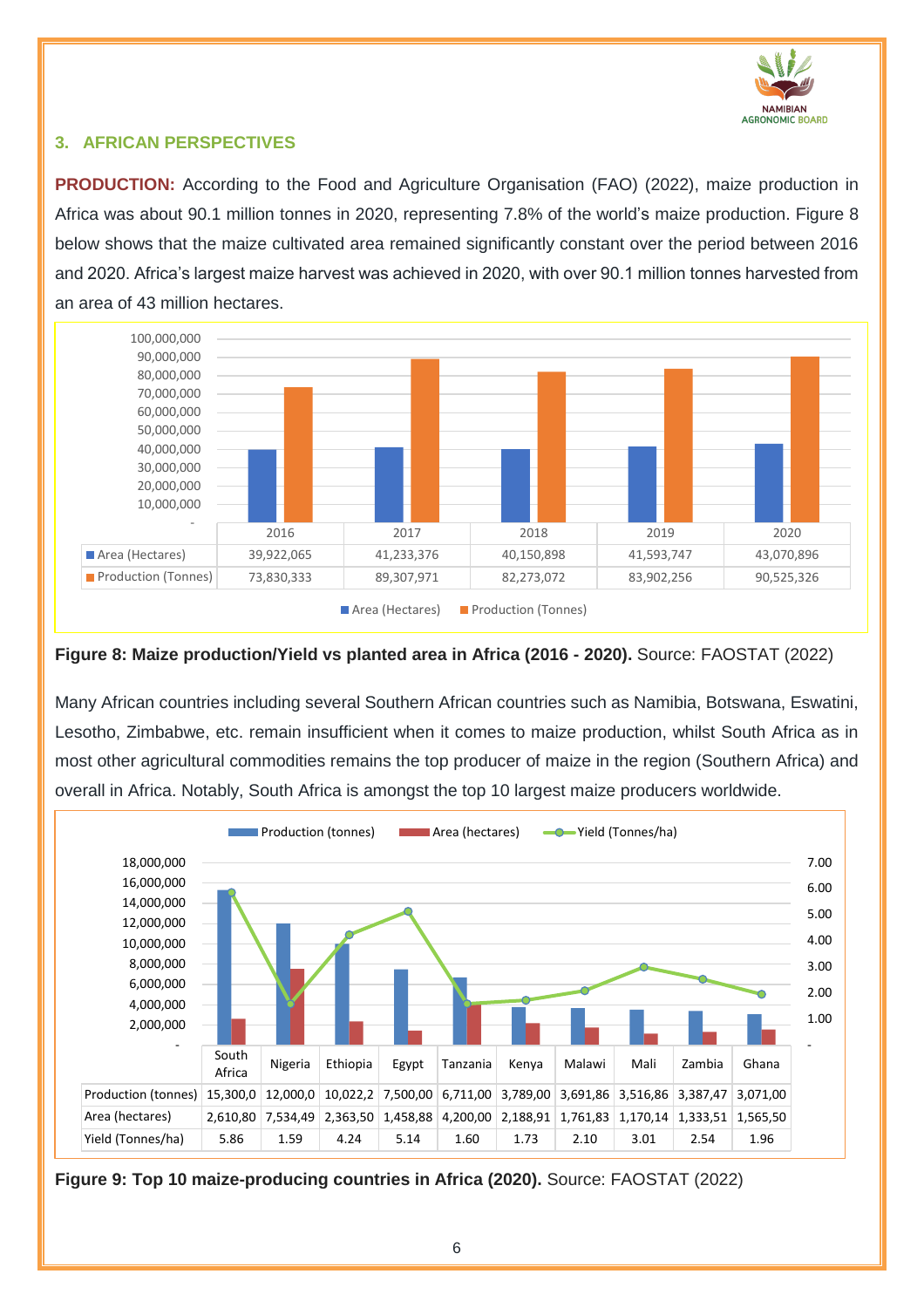## 3. AFRICAN PERSPECTIVES

**PRODUCTION:** According to the Food and Agriculture Organisation (FAO) (2022), maize production in Africa was about 90.1 million tonnes in 2020, representing 7.8% of the world's maize production. Figure 8 below shows that the maize cultivated area remained significantly constant over the period between 2016 and 2020. Africa's largest maize harvest was achieved in 2020, with over 90.1 million tonnes harvested from an area of 43 million hectares.

| | 2016 | 2017 | 2018 | 2019 | 2020 |
|---|---|---|---|---|---|
| Area (Hectares) | 39,922,065 | 41,233,376 | 40,150,898 | 41,593,747 | 43,070,896 |
| Production (Tonnes) | 73,830,333 | 89,307,971 | 82,273,072 | 83,902,256 | 90,525,326 |

**Figure 8: Maize production/Yield vs planted area in Africa (2016 - 2020).** Source: FAOSTAT (2022)

Many African countries including several Southern African countries such as Namibia, Botswana, Eswatini, Lesotho, Zimbabwe, etc. remain insufficient when it comes to maize production, whilst South Africa as in most other agricultural commodities remains the top producer of maize in the region (Southern Africa) and overall in Africa. Notably, South Africa is amongst the top 10 largest maize producers worldwide.

| | South Africa | Nigeria | Ethiopia | Egypt | Tanzania | Kenya | Malawi | Mali | Zambia | Ghana |
|---|---|---|---|---|---|---|---|---|---|---|
| Production (tonnes) | 15,300,0 | 12,000,0 | 10,022,2 | 7,500,00 | 6,711,00 | 3,789,00 | 3,691,86 | 3,516,86 | 3,387,47 | 3,071,00 |
| Area (hectares) | 2,610,80 | 7,534,49 | 2,363,50 | 1,458,88 | 4,200,00 | 2,188,91 | 1,761,83 | 1,170,14 | 1,333,51 | 1,565,50 |
| Yield (Tonnes/ha) | 5.86 | 1.59 | 4.24 | 5.14 | 1.60 | 1.73 | 2.10 | 3.01 | 2.54 | 1.96 |

**Figure 9: Top 10 maize-producing countries in Africa (2020).** Source: FAOSTAT (2022)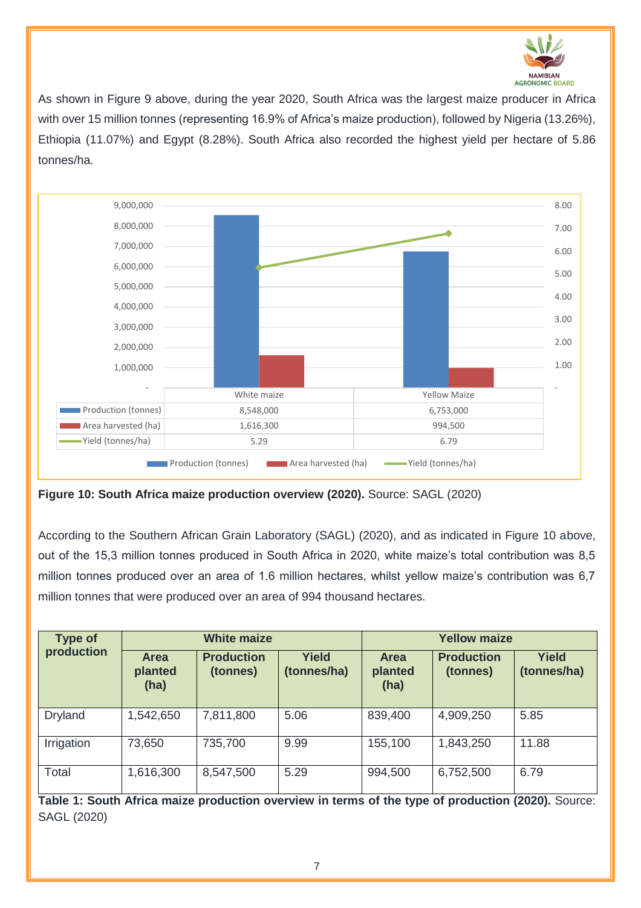As shown in Figure 9 above, during the year 2020, South Africa was the largest maize producer in Africa with over 15 million tonnes (representing 16.9% of Africa's maize production), followed by Nigeria (13.26%), Ethiopia (11.07%) and Egypt (8.28%). South Africa also recorded the highest yield per hectare of 5.86 tonnes/ha.

| | White maize | Yellow Maize |
|---|---|---|
| Production (tonnes) | 8,548,000 | 6,753,000 |
| Area harvested (ha) | 1,616,300 | 994,500 |
| Yield (tonnes/ha) | 5.29 | 6.79 |

**Figure 10: South Africa maize production overview (2020).** Source: SAGL (2020)

According to the Southern African Grain Laboratory (SAGL) (2020), and as indicated in Figure 10 above, out of the 15,3 million tonnes produced in South Africa in 2020, white maize's total contribution was 8,5 million tonnes produced over an area of 1.6 million hectares, whilst yellow maize's contribution was 6,7 million tonnes that were produced over an area of 994 thousand hectares.

| Type of production | White maize | | | Yellow maize | | |
|---|---|---|---|---|---|---|
| | Area planted (ha) | Production (tonnes) | Yield (tonnes/ha) | Area planted (ha) | Production (tonnes) | Yield (tonnes/ha) |
| Dryland | 1,542,650 | 7,811,800 | 5.06 | 839,400 | 4,909,250 | 5.85 |
| Irrigation | 73,650 | 735,700 | 9.99 | 155,100 | 1,843,250 | 11.88 |
| Total | 1,616,300 | 8,547,500 | 5.29 | 994,500 | 6,752,500 | 6.79 |

**Table 1: South Africa maize production overview in terms of the type of production (2020).** Source: SAGL (2020)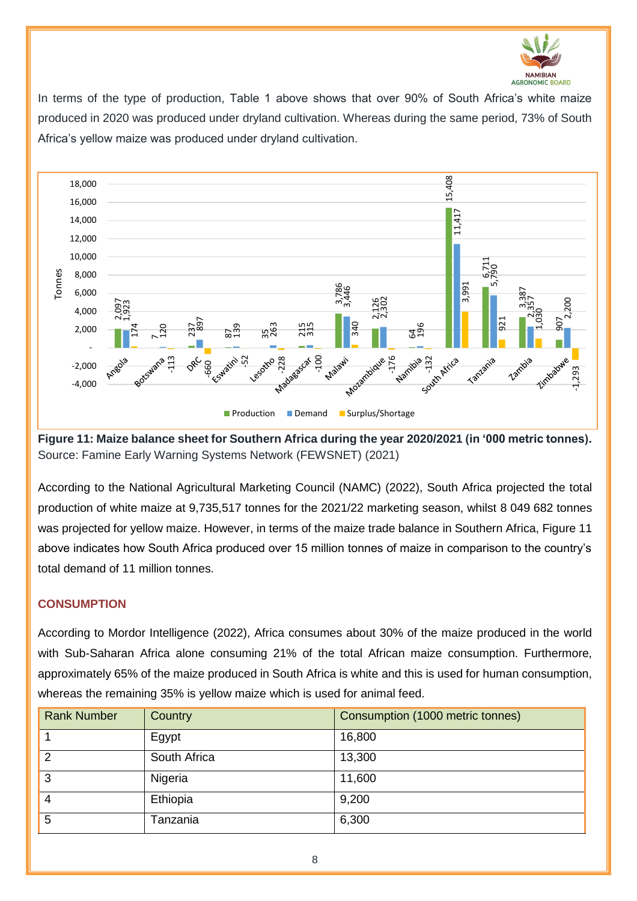In terms of the type of production, Table 1 above shows that over 90% of South Africa's white maize produced in 2020 was produced under dryland cultivation. Whereas during the same period, 73% of South Africa's yellow maize was produced under dryland cultivation.

**Figure 11: Maize balance sheet for Southern Africa during the year 2020/2021 (in '000 metric tonnes).**
Source: Famine Early Warning Systems Network (FEWSNET) (2021)

According to the National Agricultural Marketing Council (NAMC) (2022), South Africa projected the total production of white maize at 9,735,517 tonnes for the 2021/22 marketing season, whilst 8 049 682 tonnes was projected for yellow maize. However, in terms of the maize trade balance in Southern Africa, Figure 11 above indicates how South Africa produced over 15 million tonnes of maize in comparison to the country's total demand of 11 million tonnes.

## CONSUMPTION

According to Mordor Intelligence (2022), Africa consumes about 30% of the maize produced in the world with Sub-Saharan Africa alone consuming 21% of the total African maize consumption. Furthermore, approximately 65% of the maize produced in South Africa is white and this is used for human consumption, whereas the remaining 35% is yellow maize which is used for animal feed.

| Rank Number | Country | Consumption (1000 metric tonnes) |
|---|---|---|
| 1 | Egypt | 16,800 |
| 2 | South Africa | 13,300 |
| 3 | Nigeria | 11,600 |
| 4 | Ethiopia | 9,200 |
| 5 | Tanzania | 6,300 |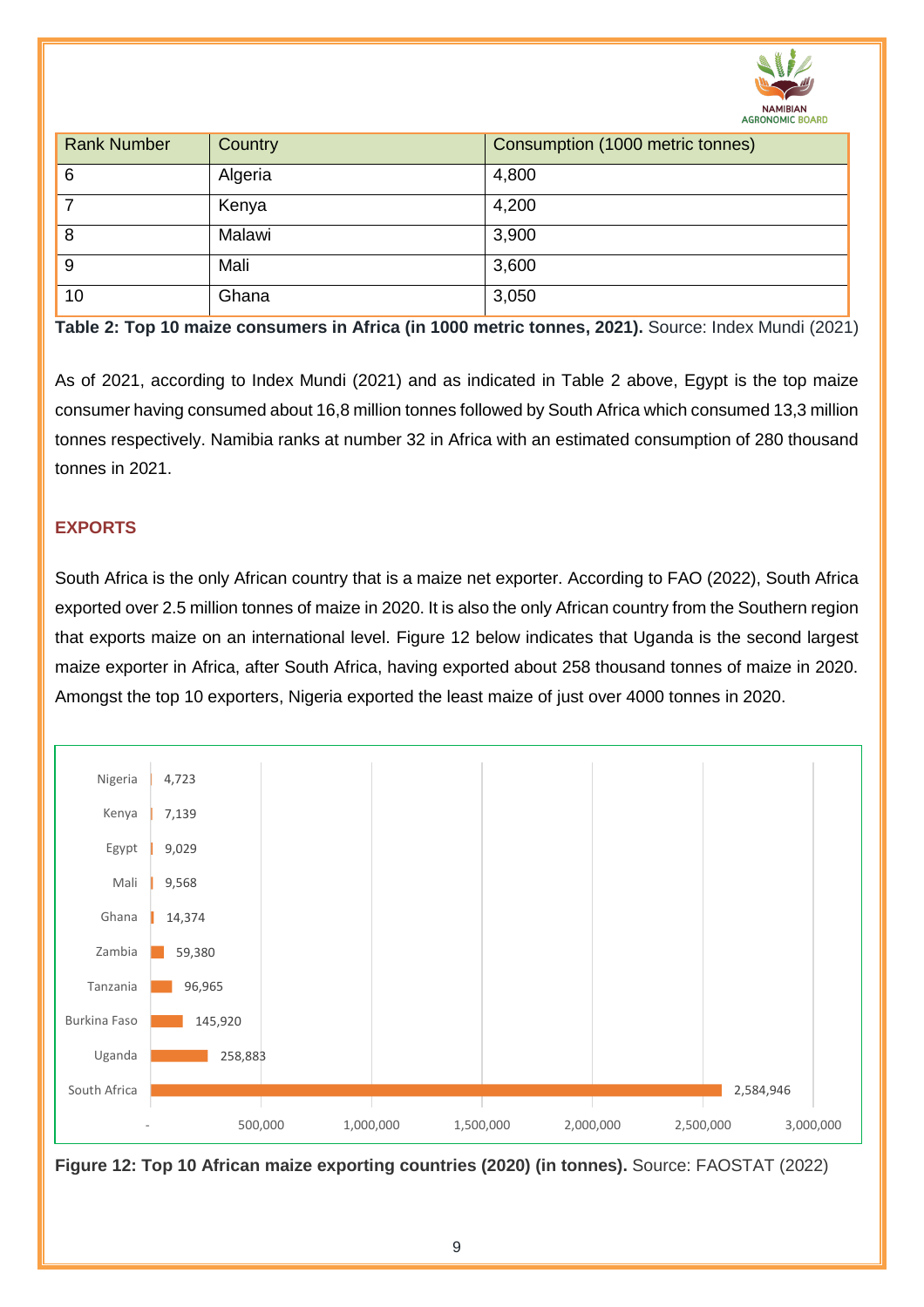| Rank Number | Country | Consumption (1000 metric tonnes) |
| --- | --- | --- |
| 6 | Algeria | 4,800 |
| 7 | Kenya | 4,200 |
| 8 | Malawi | 3,900 |
| 9 | Mali | 3,600 |
| 10 | Ghana | 3,050 |

**Table 2: Top 10 maize consumers in Africa (in 1000 metric tonnes, 2021).** Source: Index Mundi (2021)

As of 2021, according to Index Mundi (2021) and as indicated in Table 2 above, Egypt is the top maize consumer having consumed about 16,8 million tonnes followed by South Africa which consumed 13,3 million tonnes respectively. Namibia ranks at number 32 in Africa with an estimated consumption of 280 thousand tonnes in 2021.

## EXPORTS

South Africa is the only African country that is a maize net exporter. According to FAO (2022), South Africa exported over 2.5 million tonnes of maize in 2020. It is also the only African country from the Southern region that exports maize on an international level. Figure 12 below indicates that Uganda is the second largest maize exporter in Africa, after South Africa, having exported about 258 thousand tonnes of maize in 2020. Amongst the top 10 exporters, Nigeria exported the least maize of just over 4000 tonnes in 2020.

| Country | Exports (tonnes) |
| --- | --- |
| Nigeria | 4,723 |
| Kenya | 7,139 |
| Egypt | 9,029 |
| Mali | 9,568 |
| Ghana | 14,374 |
| Zambia | 59,380 |
| Tanzania | 96,965 |
| Burkina Faso | 145,920 |
| Uganda | 258,883 |
| South Africa | 2,584,946 |

**Figure 12: Top 10 African maize exporting countries (2020) (in tonnes).** Source: FAOSTAT (2022)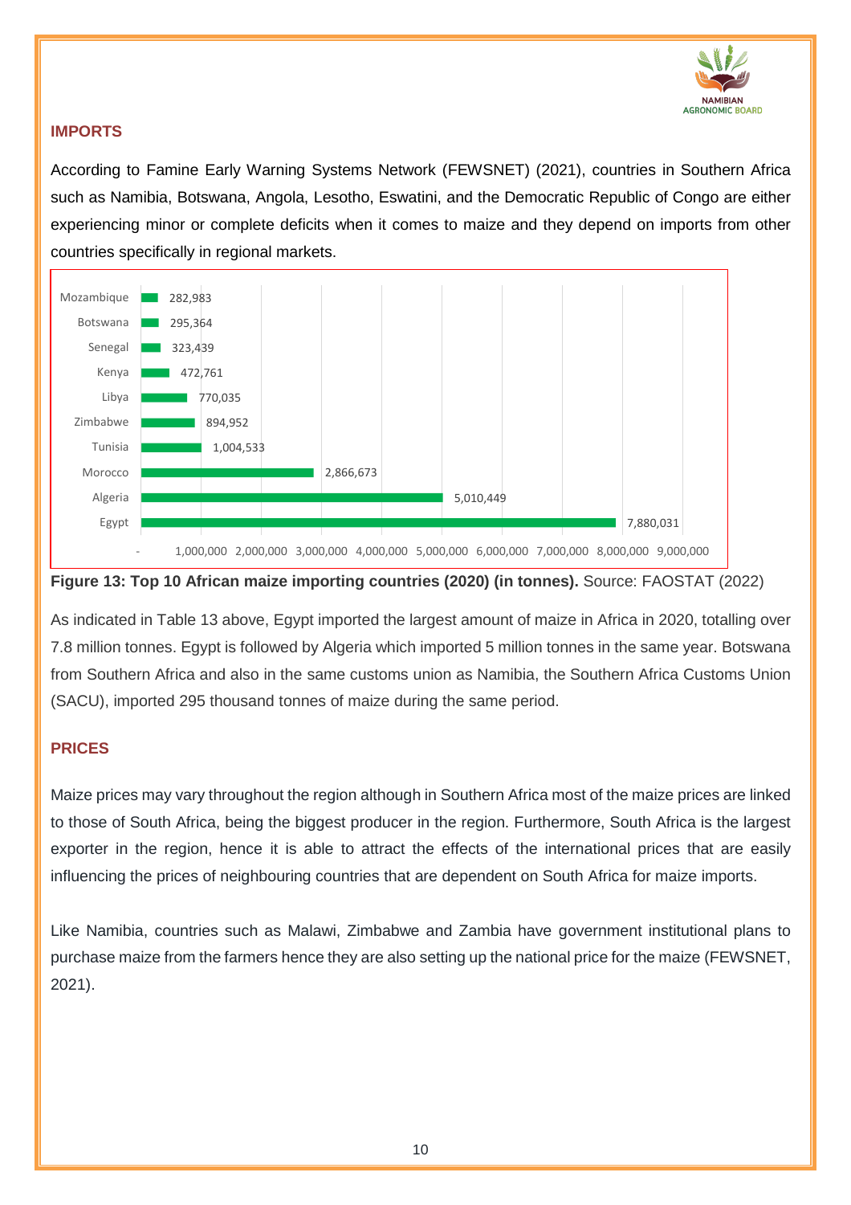## IMPORTS

According to Famine Early Warning Systems Network (FEWSNET) (2021), countries in Southern Africa such as Namibia, Botswana, Angola, Lesotho, Eswatini, and the Democratic Republic of Congo are either experiencing minor or complete deficits when it comes to maize and they depend on imports from other countries specifically in regional markets.

| Country | Imports (tonnes) |
|---|---|
| Mozambique | 282,983 |
| Botswana | 295,364 |
| Senegal | 323,439 |
| Kenya | 472,761 |
| Libya | 770,035 |
| Zimbabwe | 894,952 |
| Tunisia | 1,004,533 |
| Morocco | 2,866,673 |
| Algeria | 5,010,449 |
| Egypt | 7,880,031 |

**Figure 13: Top 10 African maize importing countries (2020) (in tonnes).** Source: FAOSTAT (2022)

As indicated in Table 13 above, Egypt imported the largest amount of maize in Africa in 2020, totalling over 7.8 million tonnes. Egypt is followed by Algeria which imported 5 million tonnes in the same year. Botswana from Southern Africa and also in the same customs union as Namibia, the Southern Africa Customs Union (SACU), imported 295 thousand tonnes of maize during the same period.

## PRICES

Maize prices may vary throughout the region although in Southern Africa most of the maize prices are linked to those of South Africa, being the biggest producer in the region. Furthermore, South Africa is the largest exporter in the region, hence it is able to attract the effects of the international prices that are easily influencing the prices of neighbouring countries that are dependent on South Africa for maize imports.

Like Namibia, countries such as Malawi, Zimbabwe and Zambia have government institutional plans to purchase maize from the farmers hence they are also setting up the national price for the maize (FEWSNET, 2021).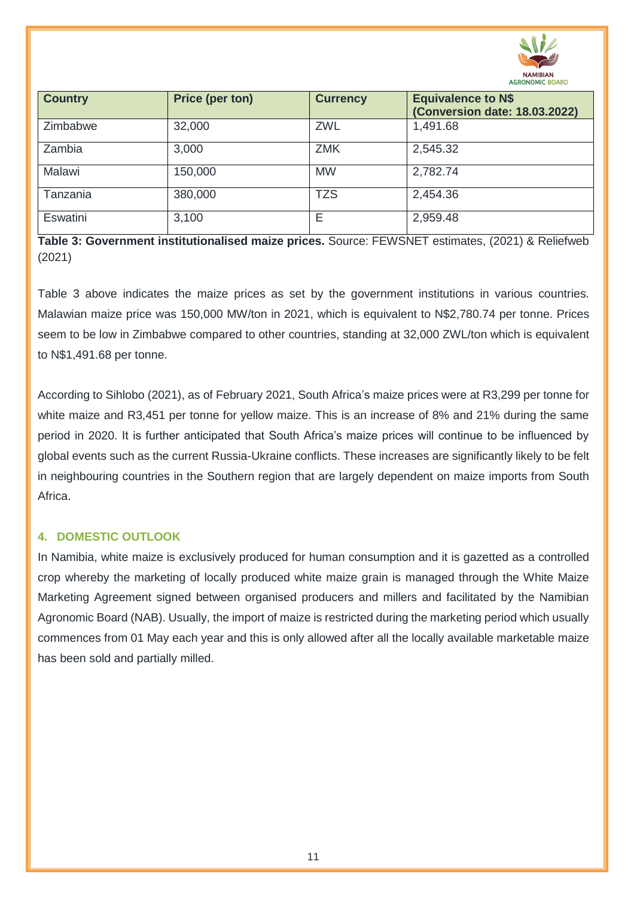| Country | Price (per ton) | Currency | Equivalence to N$ (Conversion date: 18.03.2022) |
|---|---|---|---|
| Zimbabwe | 32,000 | ZWL | 1,491.68 |
| Zambia | 3,000 | ZMK | 2,545.32 |
| Malawi | 150,000 | MW | 2,782.74 |
| Tanzania | 380,000 | TZS | 2,454.36 |
| Eswatini | 3,100 | E | 2,959.48 |

**Table 3: Government institutionalised maize prices.** Source: FEWSNET estimates, (2021) & Reliefweb (2021)

Table 3 above indicates the maize prices as set by the government institutions in various countries. Malawian maize price was 150,000 MW/ton in 2021, which is equivalent to N$2,780.74 per tonne. Prices seem to be low in Zimbabwe compared to other countries, standing at 32,000 ZWL/ton which is equivalent to N$1,491.68 per tonne.

According to Sihlobo (2021), as of February 2021, South Africa's maize prices were at R3,299 per tonne for white maize and R3,451 per tonne for yellow maize. This is an increase of 8% and 21% during the same period in 2020. It is further anticipated that South Africa's maize prices will continue to be influenced by global events such as the current Russia-Ukraine conflicts. These increases are significantly likely to be felt in neighbouring countries in the Southern region that are largely dependent on maize imports from South Africa.

## 4. DOMESTIC OUTLOOK

In Namibia, white maize is exclusively produced for human consumption and it is gazetted as a controlled crop whereby the marketing of locally produced white maize grain is managed through the White Maize Marketing Agreement signed between organised producers and millers and facilitated by the Namibian Agronomic Board (NAB). Usually, the import of maize is restricted during the marketing period which usually commences from 01 May each year and this is only allowed after all the locally available marketable maize has been sold and partially milled.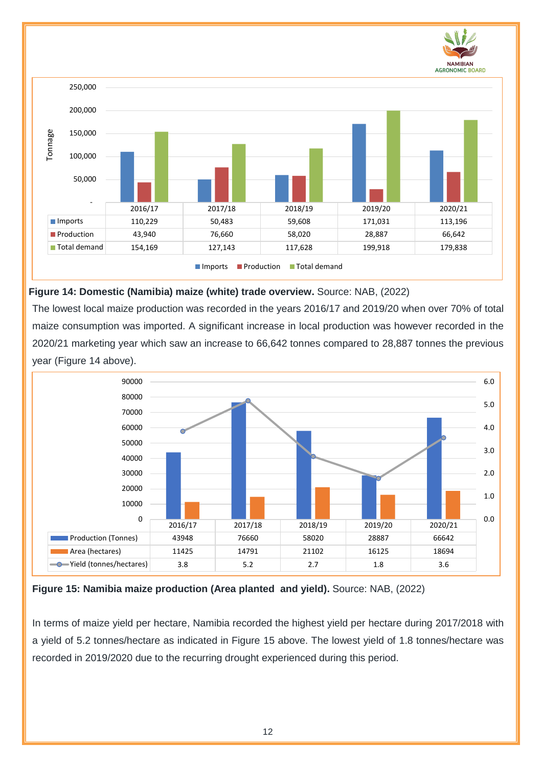| | 2016/17 | 2017/18 | 2018/19 | 2019/20 | 2020/21 |
|---|---|---|---|---|---|
| Imports | 110,229 | 50,483 | 59,608 | 171,031 | 113,196 |
| Production | 43,940 | 76,660 | 58,020 | 28,887 | 66,642 |
| Total demand | 154,169 | 127,143 | 117,628 | 199,918 | 179,838 |

**Figure 14: Domestic (Namibia) maize (white) trade overview.** Source: NAB, (2022)

The lowest local maize production was recorded in the years 2016/17 and 2019/20 when over 70% of total maize consumption was imported. A significant increase in local production was however recorded in the 2020/21 marketing year which saw an increase to 66,642 tonnes compared to 28,887 tonnes the previous year (Figure 14 above).

| | 2016/17 | 2017/18 | 2018/19 | 2019/20 | 2020/21 |
|---|---|---|---|---|---|
| Production (Tonnes) | 43948 | 76660 | 58020 | 28887 | 66642 |
| Area (hectares) | 11425 | 14791 | 21102 | 16125 | 18694 |
| Yield (tonnes/hectares) | 3.8 | 5.2 | 2.7 | 1.8 | 3.6 |

**Figure 15: Namibia maize production (Area planted and yield).** Source: NAB, (2022)

In terms of maize yield per hectare, Namibia recorded the highest yield per hectare during 2017/2018 with a yield of 5.2 tonnes/hectare as indicated in Figure 15 above. The lowest yield of 1.8 tonnes/hectare was recorded in 2019/2020 due to the recurring drought experienced during this period.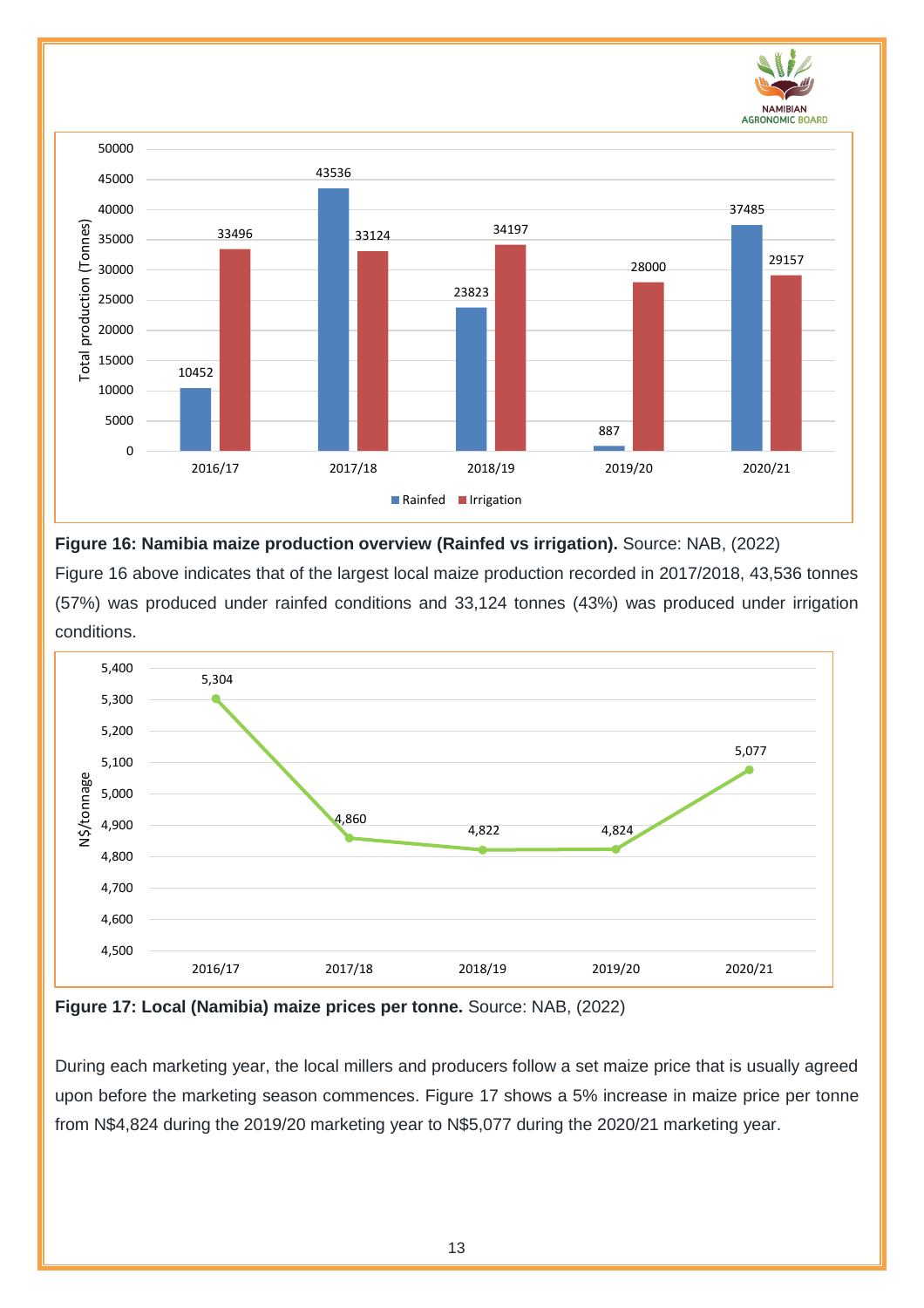**Figure 16: Namibia maize production overview (Rainfed vs irrigation).** Source: NAB, (2022)

Figure 16 above indicates that of the largest local maize production recorded in 2017/2018, 43,536 tonnes (57%) was produced under rainfed conditions and 33,124 tonnes (43%) was produced under irrigation conditions.

**Figure 17: Local (Namibia) maize prices per tonne.** Source: NAB, (2022)

During each marketing year, the local millers and producers follow a set maize price that is usually agreed upon before the marketing season commences. Figure 17 shows a 5% increase in maize price per tonne from N$4,824 during the 2019/20 marketing year to N$5,077 during the 2020/21 marketing year.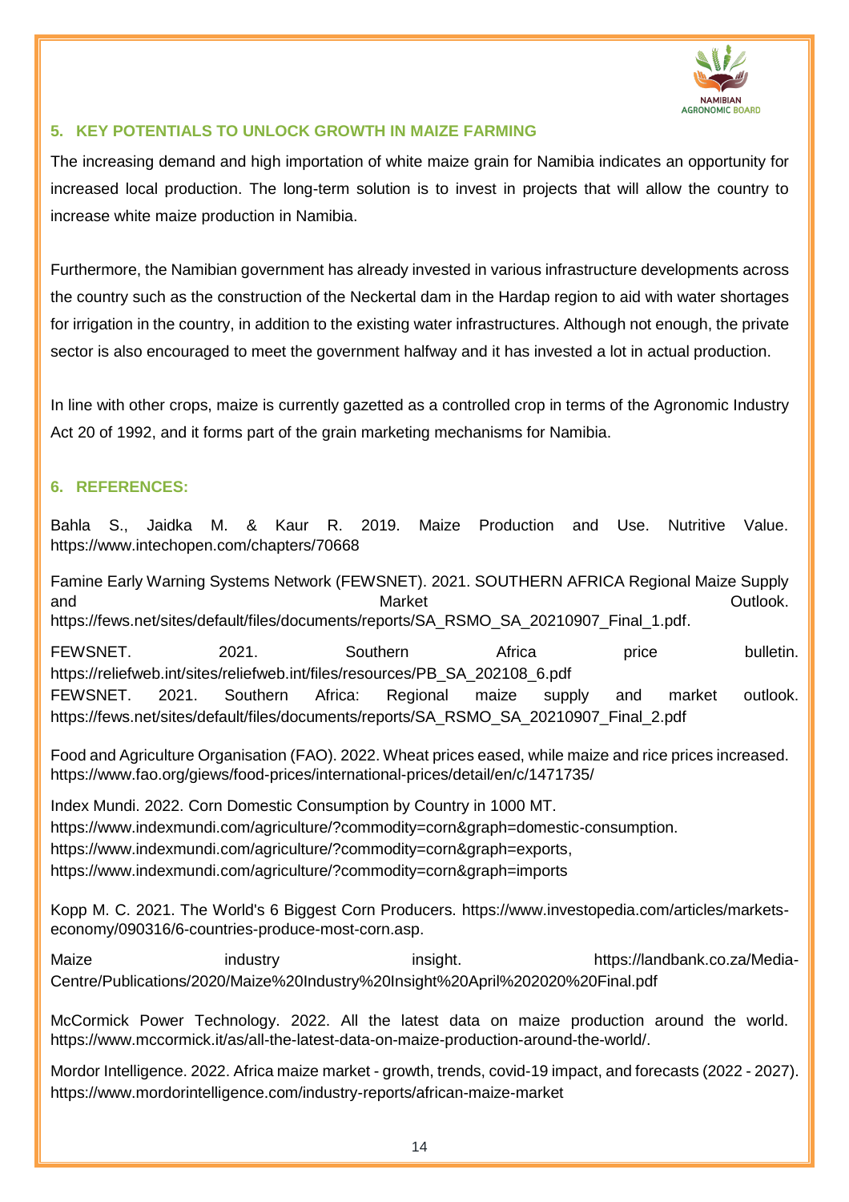## 5. KEY POTENTIALS TO UNLOCK GROWTH IN MAIZE FARMING

The increasing demand and high importation of white maize grain for Namibia indicates an opportunity for increased local production. The long-term solution is to invest in projects that will allow the country to increase white maize production in Namibia.

Furthermore, the Namibian government has already invested in various infrastructure developments across the country such as the construction of the Neckertal dam in the Hardap region to aid with water shortages for irrigation in the country, in addition to the existing water infrastructures. Although not enough, the private sector is also encouraged to meet the government halfway and it has invested a lot in actual production.

In line with other crops, maize is currently gazetted as a controlled crop in terms of the Agronomic Industry Act 20 of 1992, and it forms part of the grain marketing mechanisms for Namibia.

## 6. REFERENCES:

Bahla S., Jaidka M. & Kaur R. 2019. Maize Production and Use. Nutritive Value. https://www.intechopen.com/chapters/70668

Famine Early Warning Systems Network (FEWSNET). 2021. SOUTHERN AFRICA Regional Maize Supply and Market Outlook. https://fews.net/sites/default/files/documents/reports/SA_RSMO_SA_20210907_Final_1.pdf.

FEWSNET. 2021. Southern Africa price bulletin. https://reliefweb.int/sites/reliefweb.int/files/resources/PB_SA_202108_6.pdf

FEWSNET. 2021. Southern Africa: Regional maize supply and market outlook. https://fews.net/sites/default/files/documents/reports/SA_RSMO_SA_20210907_Final_2.pdf

Food and Agriculture Organisation (FAO). 2022. Wheat prices eased, while maize and rice prices increased. https://www.fao.org/giews/food-prices/international-prices/detail/en/c/1471735/

Index Mundi. 2022. Corn Domestic Consumption by Country in 1000 MT.
https://www.indexmundi.com/agriculture/?commodity=corn&graph=domestic-consumption.
https://www.indexmundi.com/agriculture/?commodity=corn&graph=exports,
https://www.indexmundi.com/agriculture/?commodity=corn&graph=imports

Kopp M. C. 2021. The World's 6 Biggest Corn Producers. https://www.investopedia.com/articles/markets-economy/090316/6-countries-produce-most-corn.asp.

Maize industry insight. https://landbank.co.za/Media-Centre/Publications/2020/Maize%20Industry%20Insight%20April%202020%20Final.pdf

McCormick Power Technology. 2022. All the latest data on maize production around the world. https://www.mccormick.it/as/all-the-latest-data-on-maize-production-around-the-world/.

Mordor Intelligence. 2022. Africa maize market - growth, trends, covid-19 impact, and forecasts (2022 - 2027). https://www.mordorintelligence.com/industry-reports/african-maize-market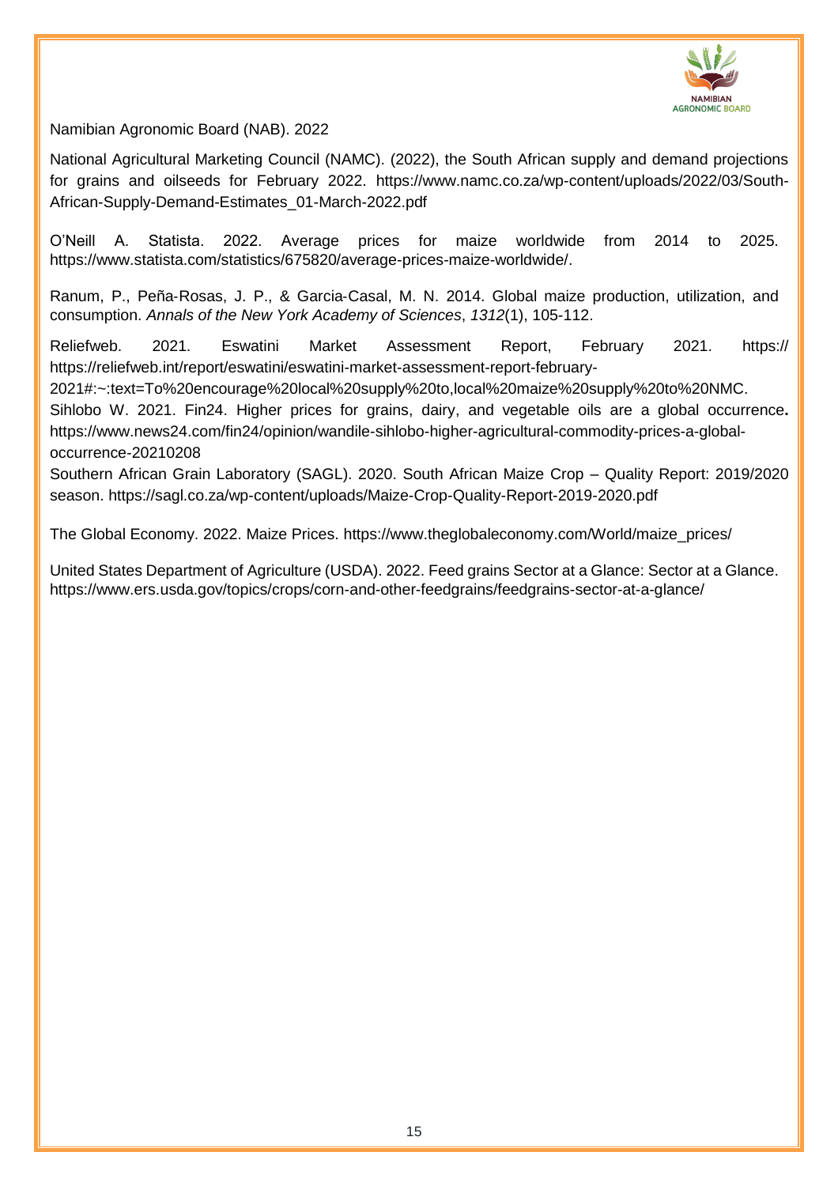Namibian Agronomic Board (NAB). 2022

National Agricultural Marketing Council (NAMC). (2022), the South African supply and demand projections for grains and oilseeds for February 2022. https://www.namc.co.za/wp-content/uploads/2022/03/South-African-Supply-Demand-Estimates_01-March-2022.pdf

O'Neill A. Statista. 2022. Average prices for maize worldwide from 2014 to 2025. https://www.statista.com/statistics/675820/average-prices-maize-worldwide/.

Ranum, P., Peña‐Rosas, J. P., & Garcia‐Casal, M. N. 2014. Global maize production, utilization, and consumption. *Annals of the New York Academy of Sciences*, *1312*(1), 105-112.

Reliefweb. 2021. Eswatini Market Assessment Report, February 2021. https:// https://reliefweb.int/report/eswatini/eswatini-market-assessment-report-february-2021#:~:text=To%20encourage%20local%20supply%20to,local%20maize%20supply%20to%20NMC.

Sihlobo W. 2021. Fin24. Higher prices for grains, dairy, and vegetable oils are a global occurrence**.** https://www.news24.com/fin24/opinion/wandile-sihlobo-higher-agricultural-commodity-prices-a-global-occurrence-20210208

Southern African Grain Laboratory (SAGL). 2020. South African Maize Crop – Quality Report: 2019/2020 season. https://sagl.co.za/wp-content/uploads/Maize-Crop-Quality-Report-2019-2020.pdf

The Global Economy. 2022. Maize Prices. https://www.theglobaleconomy.com/World/maize_prices/

United States Department of Agriculture (USDA). 2022. Feed grains Sector at a Glance: Sector at a Glance. https://www.ers.usda.gov/topics/crops/corn-and-other-feedgrains/feedgrains-sector-at-a-glance/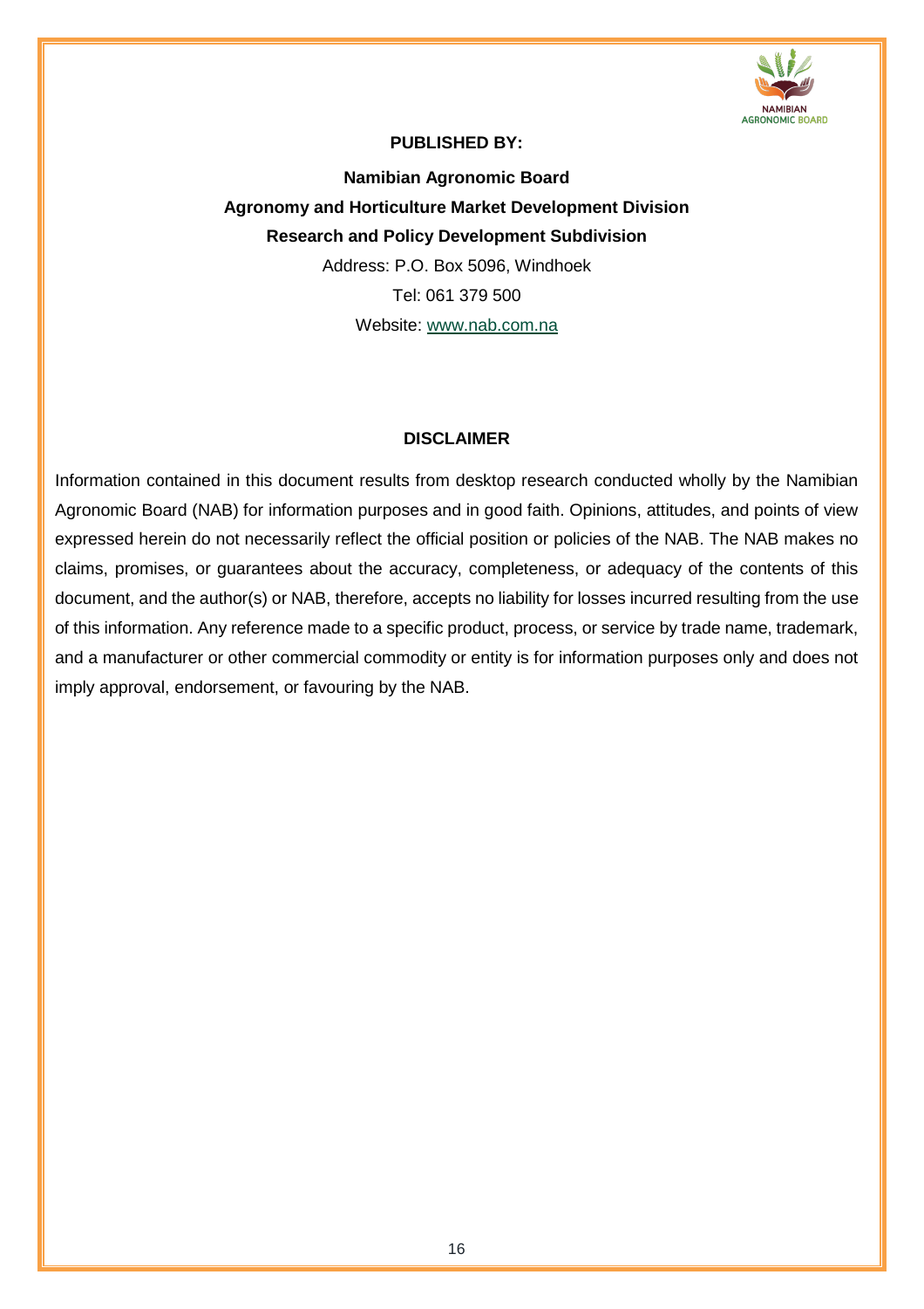**PUBLISHED BY:**

**Namibian Agronomic Board**

**Agronomy and Horticulture Market Development Division**

**Research and Policy Development Subdivision**

Address: P.O. Box 5096, Windhoek

Tel: 061 379 500

Website: www.nab.com.na

**DISCLAIMER**

Information contained in this document results from desktop research conducted wholly by the Namibian Agronomic Board (NAB) for information purposes and in good faith. Opinions, attitudes, and points of view expressed herein do not necessarily reflect the official position or policies of the NAB. The NAB makes no claims, promises, or guarantees about the accuracy, completeness, or adequacy of the contents of this document, and the author(s) or NAB, therefore, accepts no liability for losses incurred resulting from the use of this information. Any reference made to a specific product, process, or service by trade name, trademark, and a manufacturer or other commercial commodity or entity is for information purposes only and does not imply approval, endorsement, or favouring by the NAB.